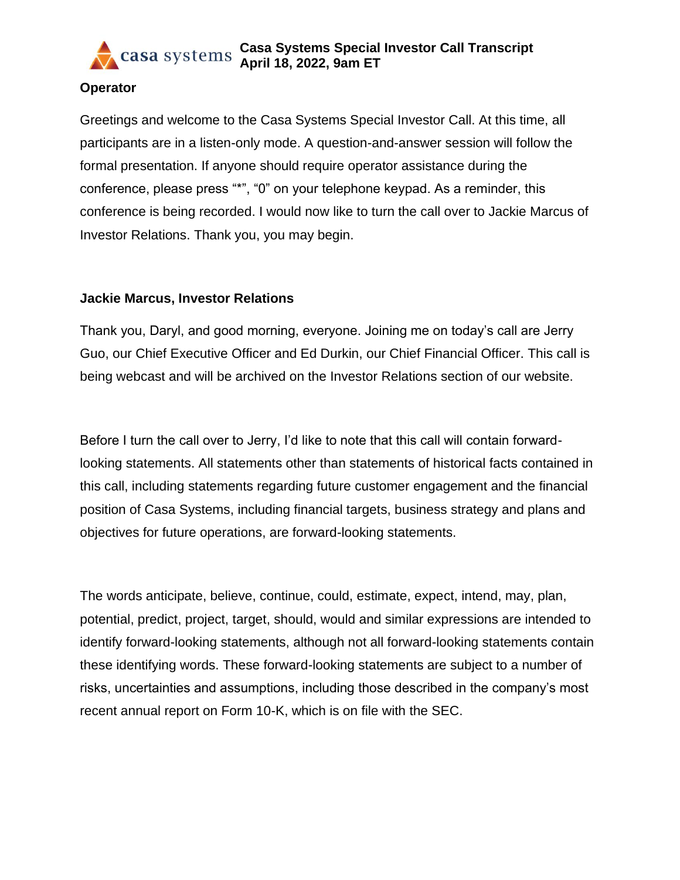**Operator**

Greetings and welcome to the Casa Systems Special Investor Call. At this time, all participants are in a listen-only mode. A question-and-answer session will follow the formal presentation. If anyone should require operator assistance during the conference, please press "*", "0" on your telephone keypad. As a reminder, this conference is being recorded. I would now like to turn the call over to Jackie Marcus of Investor Relations. Thank you, you may begin.

**Jackie Marcus, Investor Relations**

Thank you, Daryl, and good morning, everyone. Joining me on today's call are Jerry Guo, our Chief Executive Officer and Ed Durkin, our Chief Financial Officer. This call is being webcast and will be archived on the Investor Relations section of our website.

Before I turn the call over to Jerry, I'd like to note that this call will contain forward-looking statements. All statements other than statements of historical facts contained in this call, including statements regarding future customer engagement and the financial position of Casa Systems, including financial targets, business strategy and plans and objectives for future operations, are forward-looking statements.

The words anticipate, believe, continue, could, estimate, expect, intend, may, plan, potential, predict, project, target, should, would and similar expressions are intended to identify forward-looking statements, although not all forward-looking statements contain these identifying words. These forward-looking statements are subject to a number of risks, uncertainties and assumptions, including those described in the company's most recent annual report on Form 10-K, which is on file with the SEC.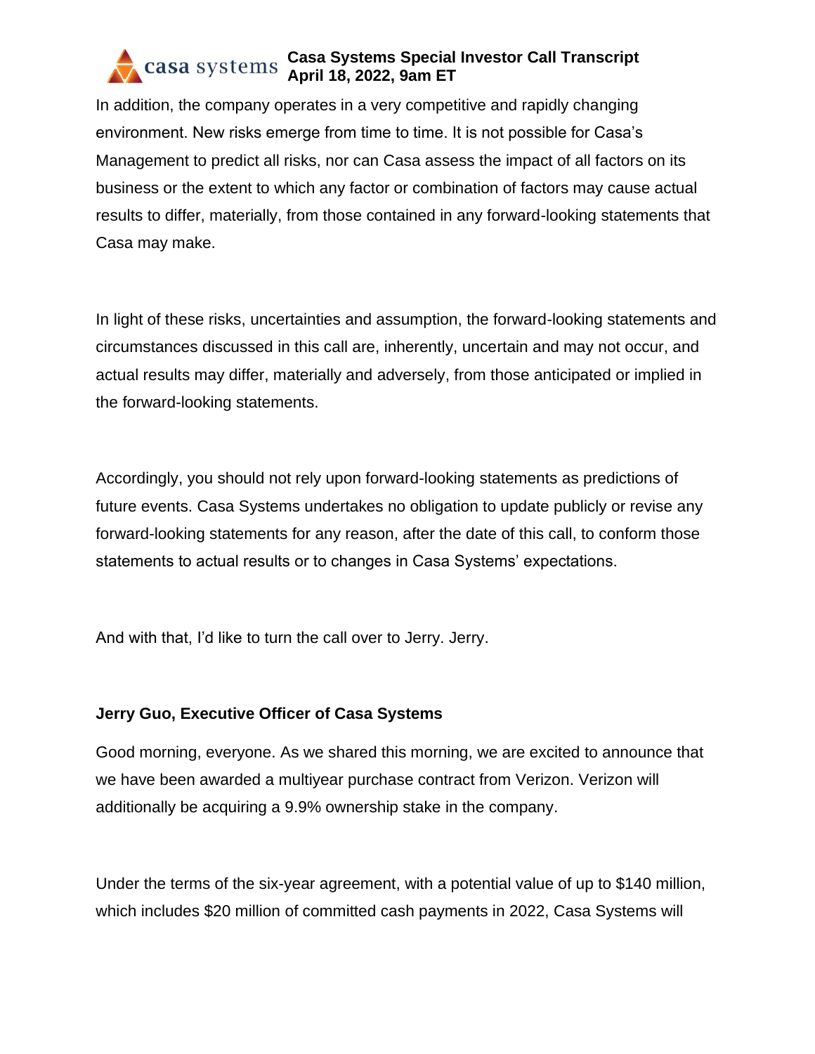In addition, the company operates in a very competitive and rapidly changing environment. New risks emerge from time to time. It is not possible for Casa's Management to predict all risks, nor can Casa assess the impact of all factors on its business or the extent to which any factor or combination of factors may cause actual results to differ, materially, from those contained in any forward-looking statements that Casa may make.

In light of these risks, uncertainties and assumption, the forward-looking statements and circumstances discussed in this call are, inherently, uncertain and may not occur, and actual results may differ, materially and adversely, from those anticipated or implied in the forward-looking statements.

Accordingly, you should not rely upon forward-looking statements as predictions of future events. Casa Systems undertakes no obligation to update publicly or revise any forward-looking statements for any reason, after the date of this call, to conform those statements to actual results or to changes in Casa Systems' expectations.

And with that, I'd like to turn the call over to Jerry. Jerry.

**Jerry Guo, Executive Officer of Casa Systems**

Good morning, everyone. As we shared this morning, we are excited to announce that we have been awarded a multiyear purchase contract from Verizon. Verizon will additionally be acquiring a 9.9% ownership stake in the company.

Under the terms of the six-year agreement, with a potential value of up to $140 million, which includes $20 million of committed cash payments in 2022, Casa Systems will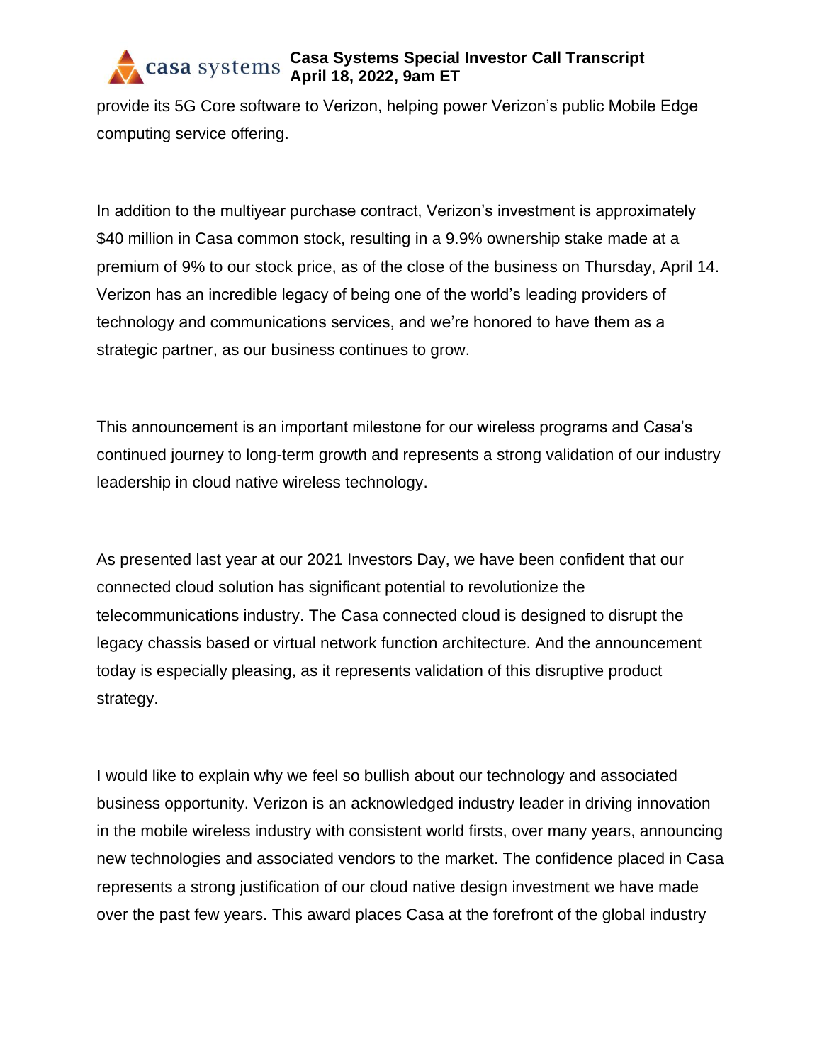provide its 5G Core software to Verizon, helping power Verizon's public Mobile Edge computing service offering.

In addition to the multiyear purchase contract, Verizon's investment is approximately $40 million in Casa common stock, resulting in a 9.9% ownership stake made at a premium of 9% to our stock price, as of the close of the business on Thursday, April 14. Verizon has an incredible legacy of being one of the world's leading providers of technology and communications services, and we're honored to have them as a strategic partner, as our business continues to grow.

This announcement is an important milestone for our wireless programs and Casa's continued journey to long-term growth and represents a strong validation of our industry leadership in cloud native wireless technology.

As presented last year at our 2021 Investors Day, we have been confident that our connected cloud solution has significant potential to revolutionize the telecommunications industry. The Casa connected cloud is designed to disrupt the legacy chassis based or virtual network function architecture. And the announcement today is especially pleasing, as it represents validation of this disruptive product strategy.

I would like to explain why we feel so bullish about our technology and associated business opportunity. Verizon is an acknowledged industry leader in driving innovation in the mobile wireless industry with consistent world firsts, over many years, announcing new technologies and associated vendors to the market. The confidence placed in Casa represents a strong justification of our cloud native design investment we have made over the past few years. This award places Casa at the forefront of the global industry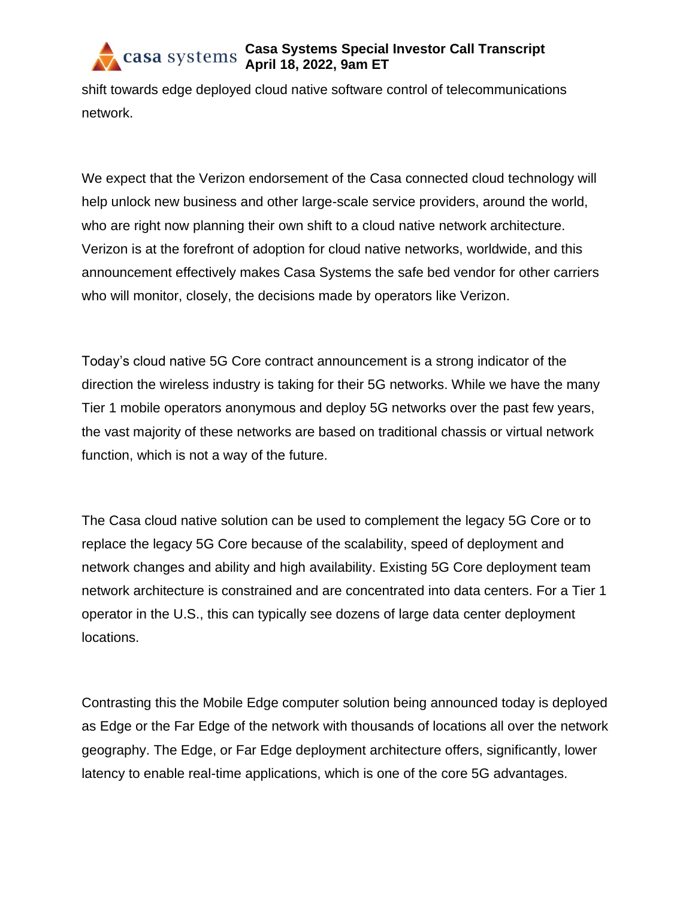shift towards edge deployed cloud native software control of telecommunications network.

We expect that the Verizon endorsement of the Casa connected cloud technology will help unlock new business and other large-scale service providers, around the world, who are right now planning their own shift to a cloud native network architecture. Verizon is at the forefront of adoption for cloud native networks, worldwide, and this announcement effectively makes Casa Systems the safe bed vendor for other carriers who will monitor, closely, the decisions made by operators like Verizon.

Today's cloud native 5G Core contract announcement is a strong indicator of the direction the wireless industry is taking for their 5G networks. While we have the many Tier 1 mobile operators anonymous and deploy 5G networks over the past few years, the vast majority of these networks are based on traditional chassis or virtual network function, which is not a way of the future.

The Casa cloud native solution can be used to complement the legacy 5G Core or to replace the legacy 5G Core because of the scalability, speed of deployment and network changes and ability and high availability. Existing 5G Core deployment team network architecture is constrained and are concentrated into data centers. For a Tier 1 operator in the U.S., this can typically see dozens of large data center deployment locations.

Contrasting this the Mobile Edge computer solution being announced today is deployed as Edge or the Far Edge of the network with thousands of locations all over the network geography. The Edge, or Far Edge deployment architecture offers, significantly, lower latency to enable real-time applications, which is one of the core 5G advantages.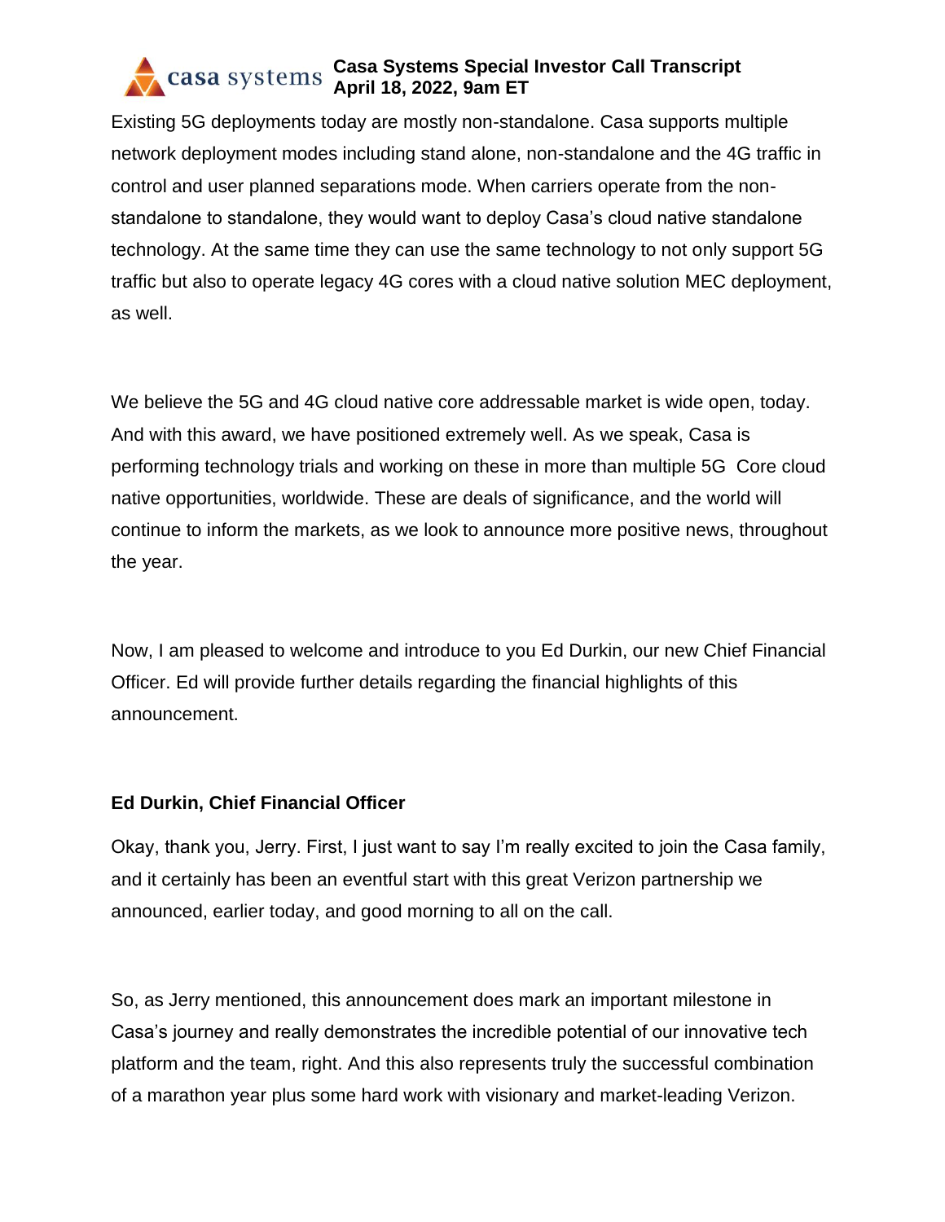Existing 5G deployments today are mostly non-standalone. Casa supports multiple network deployment modes including stand alone, non-standalone and the 4G traffic in control and user planned separations mode. When carriers operate from the non-standalone to standalone, they would want to deploy Casa's cloud native standalone technology. At the same time they can use the same technology to not only support 5G traffic but also to operate legacy 4G cores with a cloud native solution MEC deployment, as well.

We believe the 5G and 4G cloud native core addressable market is wide open, today. And with this award, we have positioned extremely well. As we speak, Casa is performing technology trials and working on these in more than multiple 5G  Core cloud native opportunities, worldwide. These are deals of significance, and the world will continue to inform the markets, as we look to announce more positive news, throughout the year.

Now, I am pleased to welcome and introduce to you Ed Durkin, our new Chief Financial Officer. Ed will provide further details regarding the financial highlights of this announcement.

**Ed Durkin, Chief Financial Officer**

Okay, thank you, Jerry. First, I just want to say I'm really excited to join the Casa family, and it certainly has been an eventful start with this great Verizon partnership we announced, earlier today, and good morning to all on the call.

So, as Jerry mentioned, this announcement does mark an important milestone in Casa's journey and really demonstrates the incredible potential of our innovative tech platform and the team, right. And this also represents truly the successful combination of a marathon year plus some hard work with visionary and market-leading Verizon.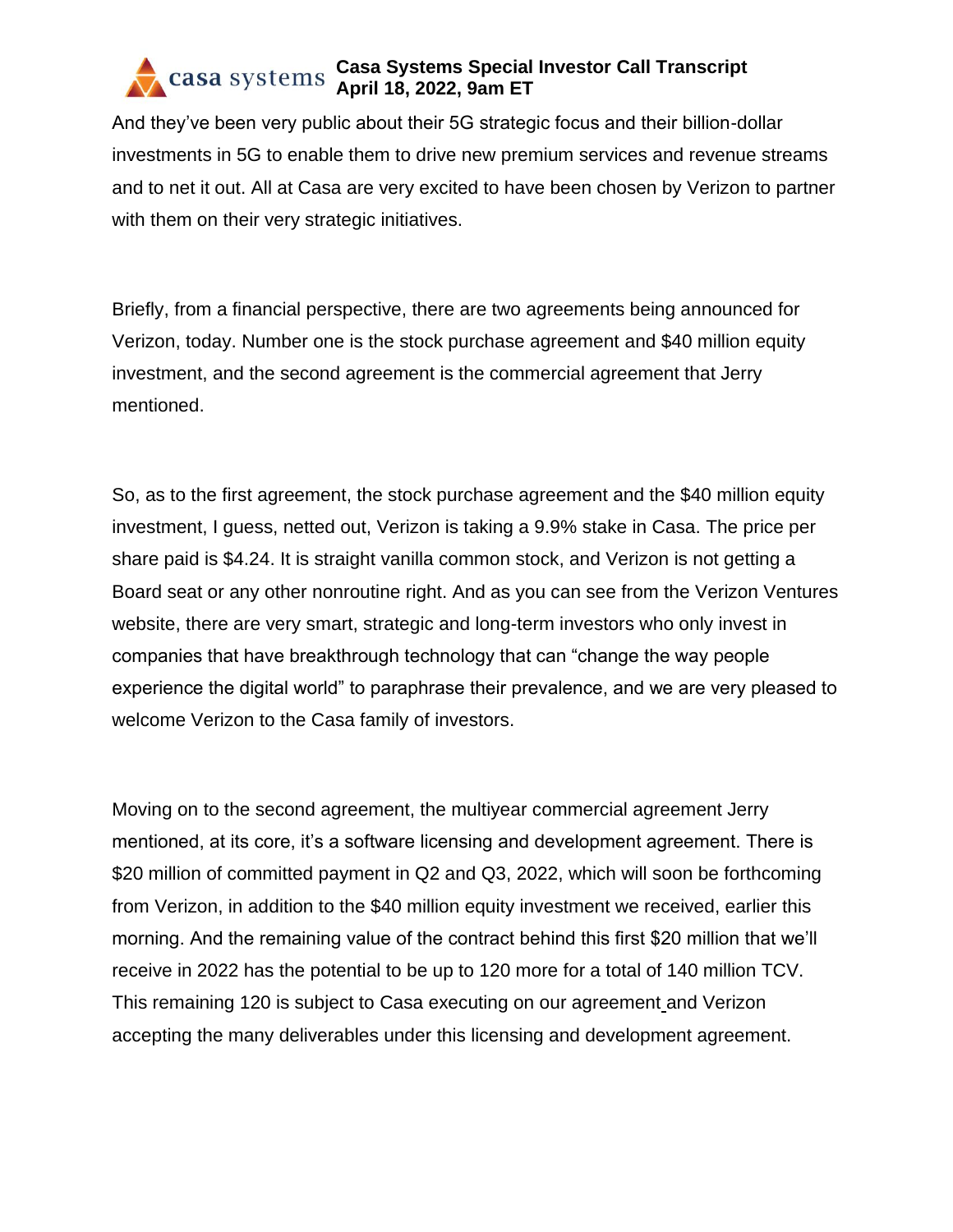And they've been very public about their 5G strategic focus and their billion-dollar investments in 5G to enable them to drive new premium services and revenue streams and to net it out. All at Casa are very excited to have been chosen by Verizon to partner with them on their very strategic initiatives.

Briefly, from a financial perspective, there are two agreements being announced for Verizon, today. Number one is the stock purchase agreement and $40 million equity investment, and the second agreement is the commercial agreement that Jerry mentioned.

So, as to the first agreement, the stock purchase agreement and the $40 million equity investment, I guess, netted out, Verizon is taking a 9.9% stake in Casa. The price per share paid is $4.24. It is straight vanilla common stock, and Verizon is not getting a Board seat or any other nonroutine right. And as you can see from the Verizon Ventures website, there are very smart, strategic and long-term investors who only invest in companies that have breakthrough technology that can "change the way people experience the digital world" to paraphrase their prevalence, and we are very pleased to welcome Verizon to the Casa family of investors.

Moving on to the second agreement, the multiyear commercial agreement Jerry mentioned, at its core, it's a software licensing and development agreement. There is $20 million of committed payment in Q2 and Q3, 2022, which will soon be forthcoming from Verizon, in addition to the $40 million equity investment we received, earlier this morning. And the remaining value of the contract behind this first $20 million that we'll receive in 2022 has the potential to be up to 120 more for a total of 140 million TCV. This remaining 120 is subject to Casa executing on our agreement and Verizon accepting the many deliverables under this licensing and development agreement.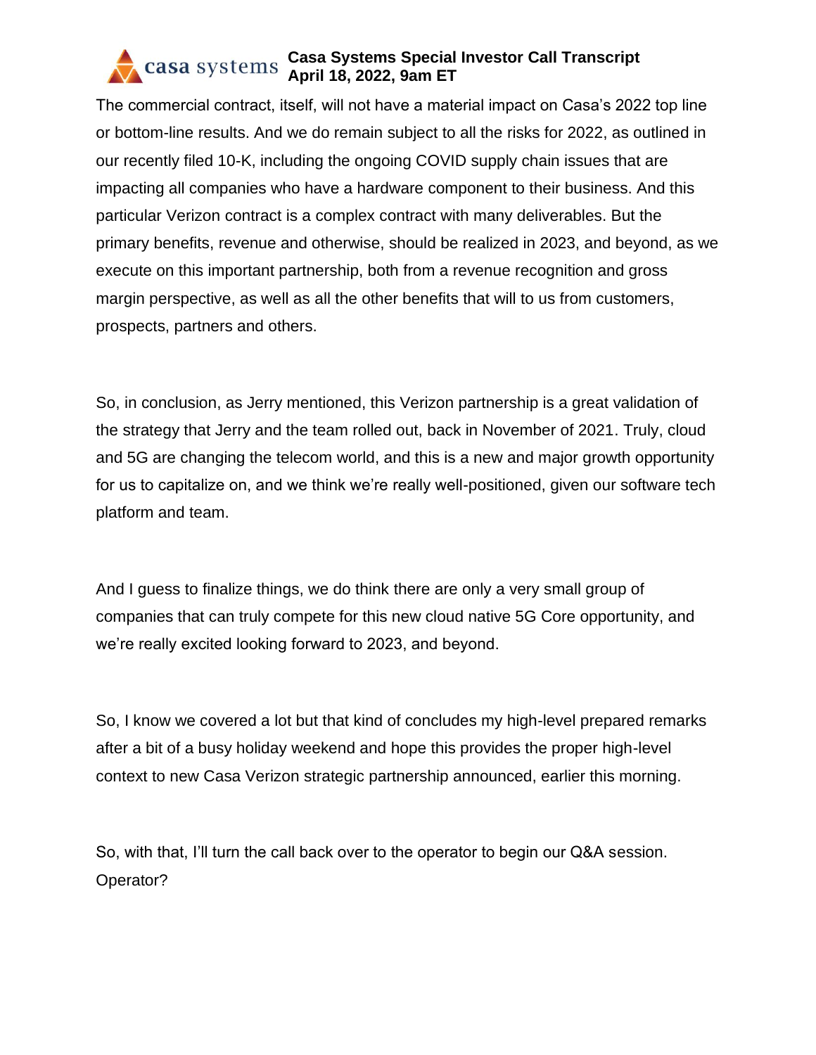The commercial contract, itself, will not have a material impact on Casa's 2022 top line or bottom-line results. And we do remain subject to all the risks for 2022, as outlined in our recently filed 10-K, including the ongoing COVID supply chain issues that are impacting all companies who have a hardware component to their business. And this particular Verizon contract is a complex contract with many deliverables. But the primary benefits, revenue and otherwise, should be realized in 2023, and beyond, as we execute on this important partnership, both from a revenue recognition and gross margin perspective, as well as all the other benefits that will to us from customers, prospects, partners and others.

So, in conclusion, as Jerry mentioned, this Verizon partnership is a great validation of the strategy that Jerry and the team rolled out, back in November of 2021. Truly, cloud and 5G are changing the telecom world, and this is a new and major growth opportunity for us to capitalize on, and we think we're really well-positioned, given our software tech platform and team.

And I guess to finalize things, we do think there are only a very small group of companies that can truly compete for this new cloud native 5G Core opportunity, and we're really excited looking forward to 2023, and beyond.

So, I know we covered a lot but that kind of concludes my high-level prepared remarks after a bit of a busy holiday weekend and hope this provides the proper high-level context to new Casa Verizon strategic partnership announced, earlier this morning.

So, with that, I'll turn the call back over to the operator to begin our Q&A session. Operator?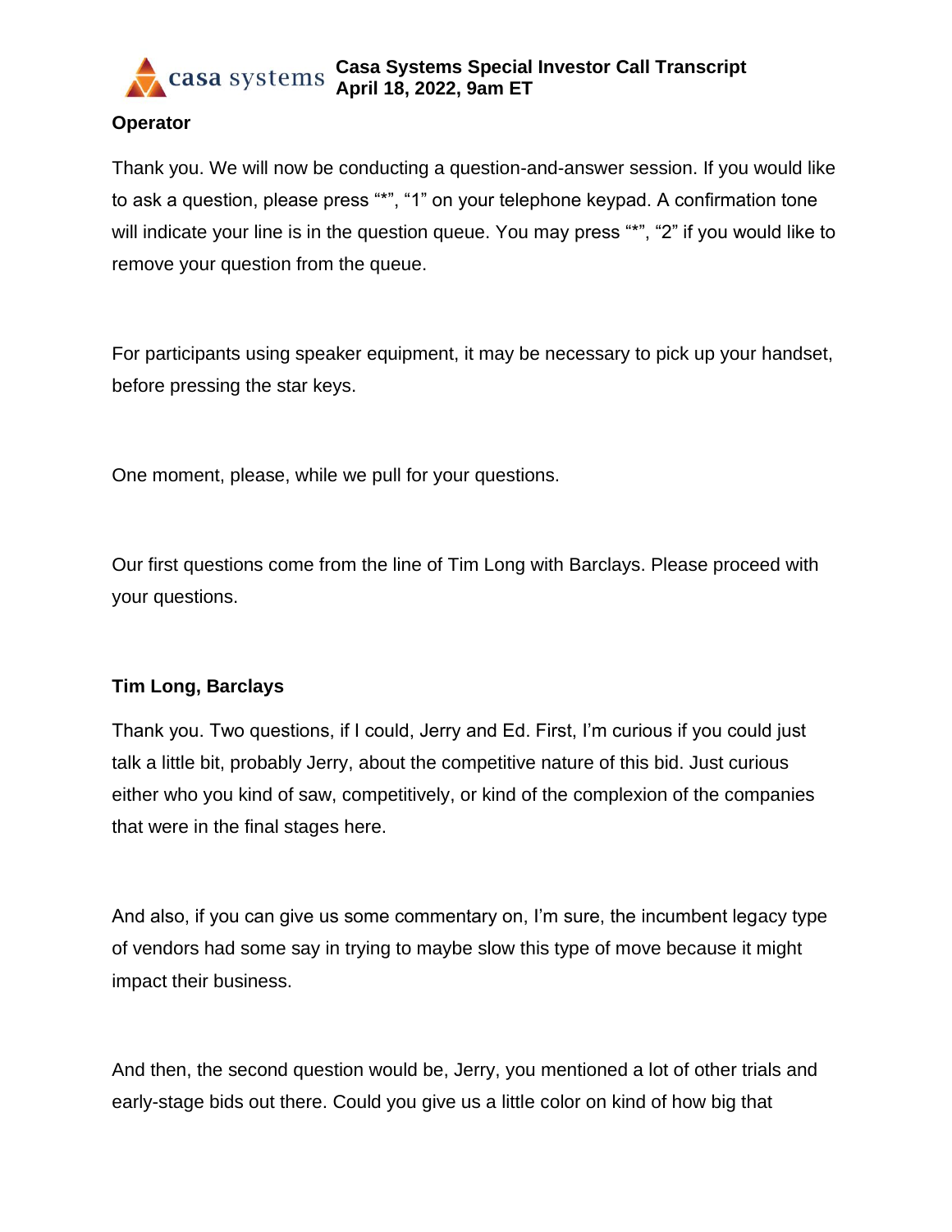**Operator**

Thank you. We will now be conducting a question-and-answer session. If you would like to ask a question, please press "*", "1" on your telephone keypad. A confirmation tone will indicate your line is in the question queue. You may press "*", "2" if you would like to remove your question from the queue.

For participants using speaker equipment, it may be necessary to pick up your handset, before pressing the star keys.

One moment, please, while we pull for your questions.

Our first questions come from the line of Tim Long with Barclays. Please proceed with your questions.

**Tim Long, Barclays**

Thank you. Two questions, if I could, Jerry and Ed. First, I'm curious if you could just talk a little bit, probably Jerry, about the competitive nature of this bid. Just curious either who you kind of saw, competitively, or kind of the complexion of the companies that were in the final stages here.

And also, if you can give us some commentary on, I'm sure, the incumbent legacy type of vendors had some say in trying to maybe slow this type of move because it might impact their business.

And then, the second question would be, Jerry, you mentioned a lot of other trials and early-stage bids out there. Could you give us a little color on kind of how big that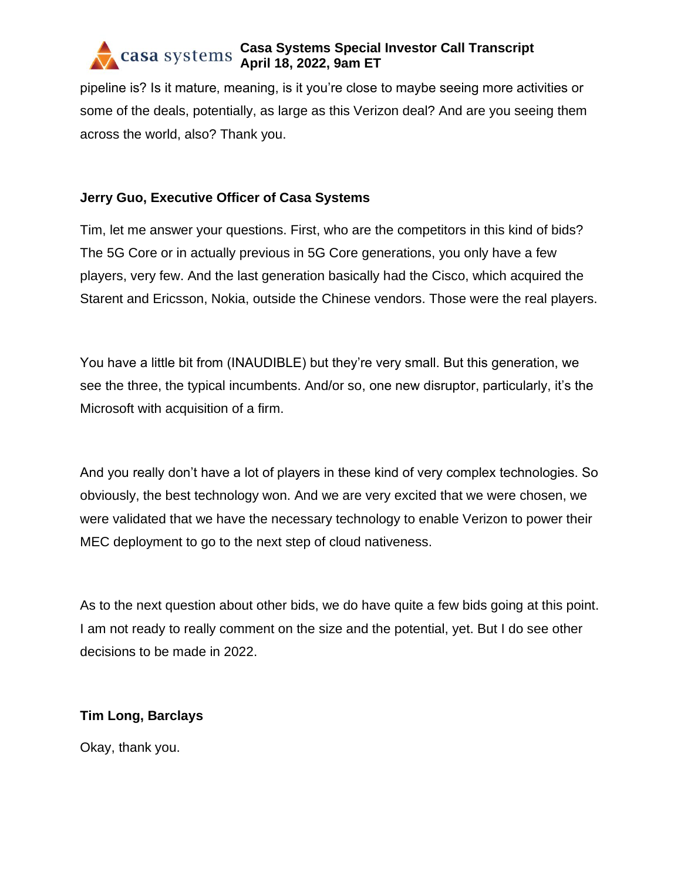pipeline is? Is it mature, meaning, is it you're close to maybe seeing more activities or some of the deals, potentially, as large as this Verizon deal? And are you seeing them across the world, also? Thank you.

**Jerry Guo, Executive Officer of Casa Systems**

Tim, let me answer your questions. First, who are the competitors in this kind of bids? The 5G Core or in actually previous in 5G Core generations, you only have a few players, very few. And the last generation basically had the Cisco, which acquired the Starent and Ericsson, Nokia, outside the Chinese vendors. Those were the real players.

You have a little bit from (INAUDIBLE) but they're very small. But this generation, we see the three, the typical incumbents. And/or so, one new disruptor, particularly, it's the Microsoft with acquisition of a firm.

And you really don't have a lot of players in these kind of very complex technologies. So obviously, the best technology won. And we are very excited that we were chosen, we were validated that we have the necessary technology to enable Verizon to power their MEC deployment to go to the next step of cloud nativeness.

As to the next question about other bids, we do have quite a few bids going at this point. I am not ready to really comment on the size and the potential, yet. But I do see other decisions to be made in 2022.

**Tim Long, Barclays**

Okay, thank you.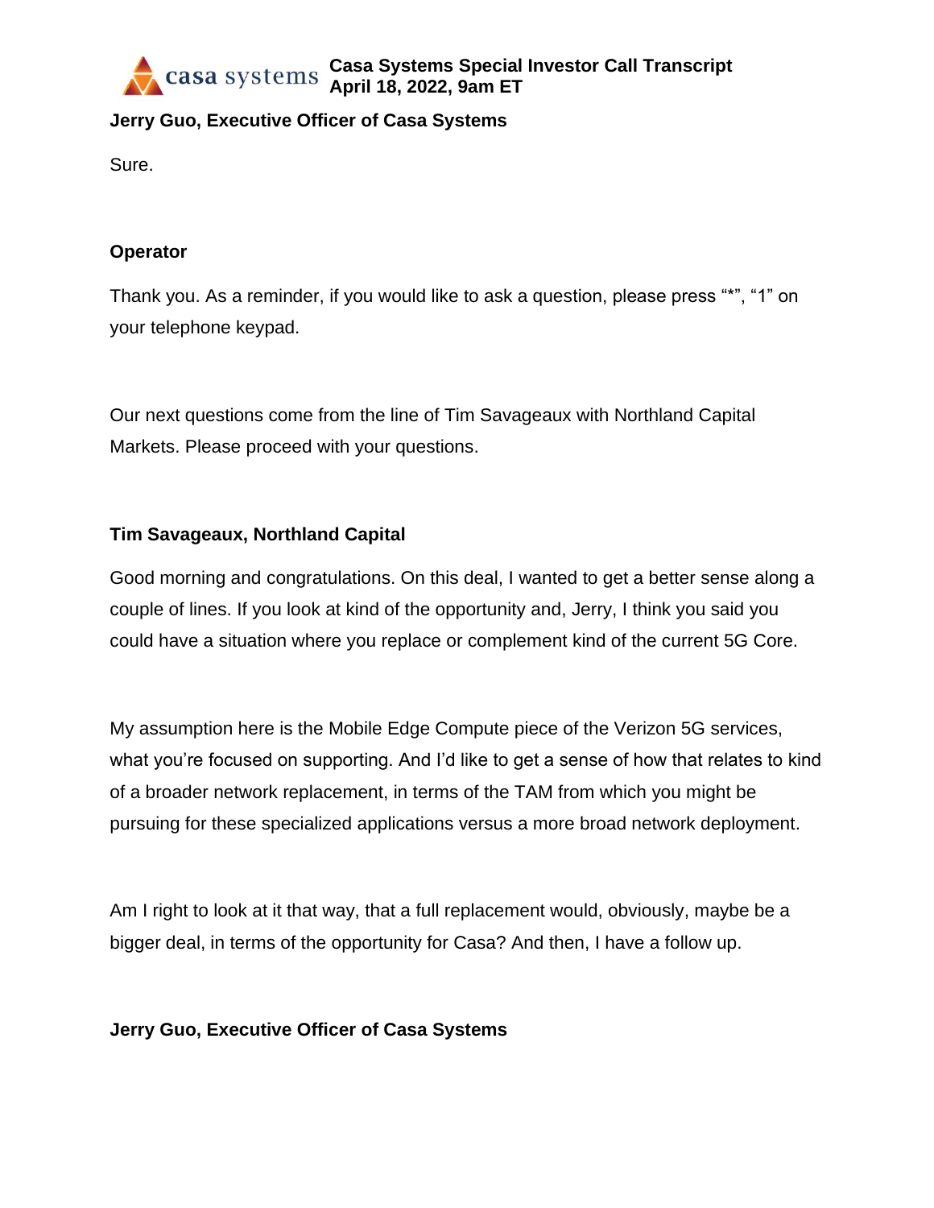**Jerry Guo, Executive Officer of Casa Systems**

Sure.

**Operator**

Thank you. As a reminder, if you would like to ask a question, please press "*", "1" on your telephone keypad.

Our next questions come from the line of Tim Savageaux with Northland Capital Markets. Please proceed with your questions.

**Tim Savageaux, Northland Capital**

Good morning and congratulations. On this deal, I wanted to get a better sense along a couple of lines. If you look at kind of the opportunity and, Jerry, I think you said you could have a situation where you replace or complement kind of the current 5G Core.

My assumption here is the Mobile Edge Compute piece of the Verizon 5G services, what you're focused on supporting. And I'd like to get a sense of how that relates to kind of a broader network replacement, in terms of the TAM from which you might be pursuing for these specialized applications versus a more broad network deployment.

Am I right to look at it that way, that a full replacement would, obviously, maybe be a bigger deal, in terms of the opportunity for Casa? And then, I have a follow up.

**Jerry Guo, Executive Officer of Casa Systems**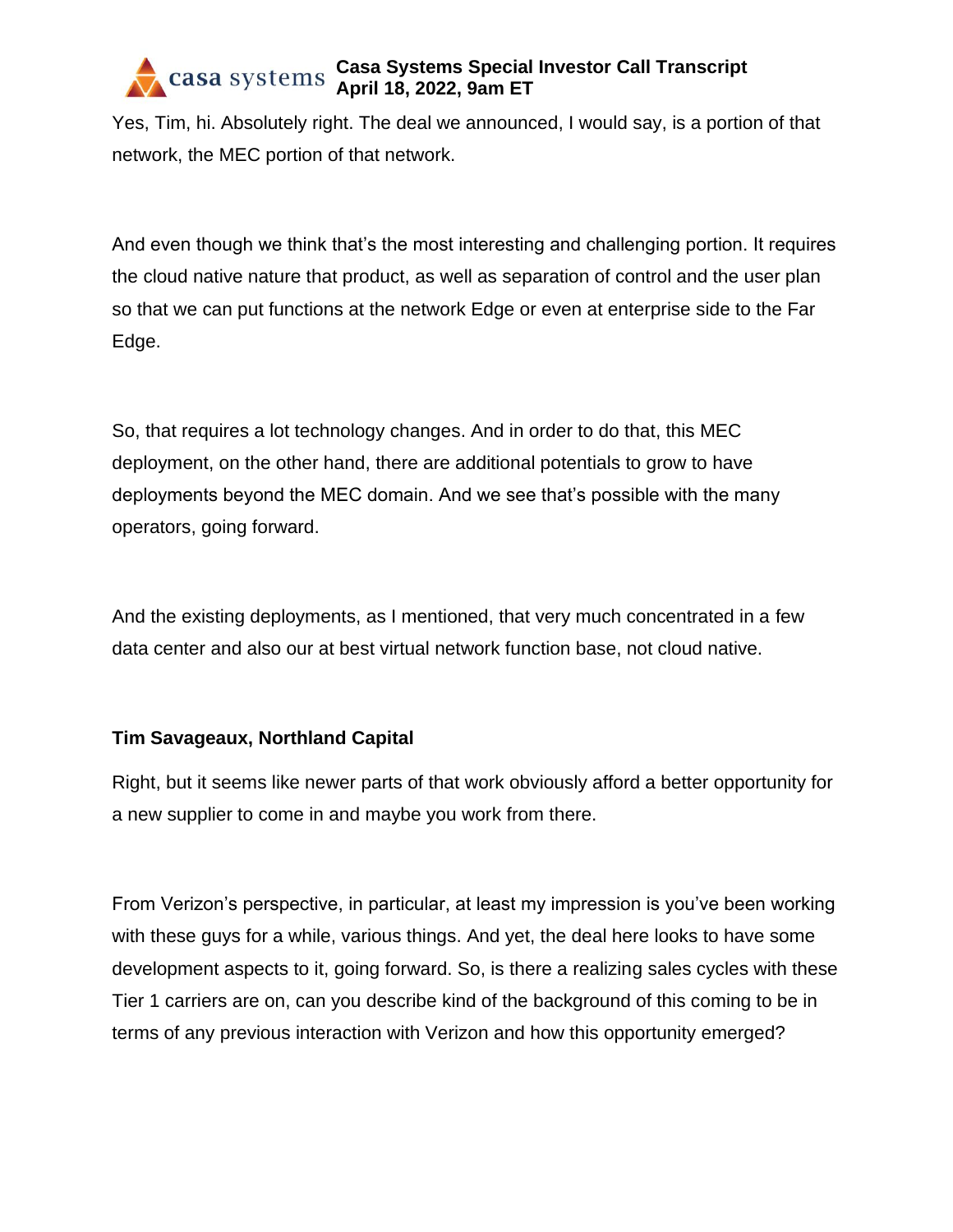Yes, Tim, hi. Absolutely right. The deal we announced, I would say, is a portion of that network, the MEC portion of that network.

And even though we think that's the most interesting and challenging portion. It requires the cloud native nature that product, as well as separation of control and the user plan so that we can put functions at the network Edge or even at enterprise side to the Far Edge.

So, that requires a lot technology changes. And in order to do that, this MEC deployment, on the other hand, there are additional potentials to grow to have deployments beyond the MEC domain. And we see that's possible with the many operators, going forward.

And the existing deployments, as I mentioned, that very much concentrated in a few data center and also our at best virtual network function base, not cloud native.

**Tim Savageaux, Northland Capital**

Right, but it seems like newer parts of that work obviously afford a better opportunity for a new supplier to come in and maybe you work from there.

From Verizon's perspective, in particular, at least my impression is you've been working with these guys for a while, various things. And yet, the deal here looks to have some development aspects to it, going forward. So, is there a realizing sales cycles with these Tier 1 carriers are on, can you describe kind of the background of this coming to be in terms of any previous interaction with Verizon and how this opportunity emerged?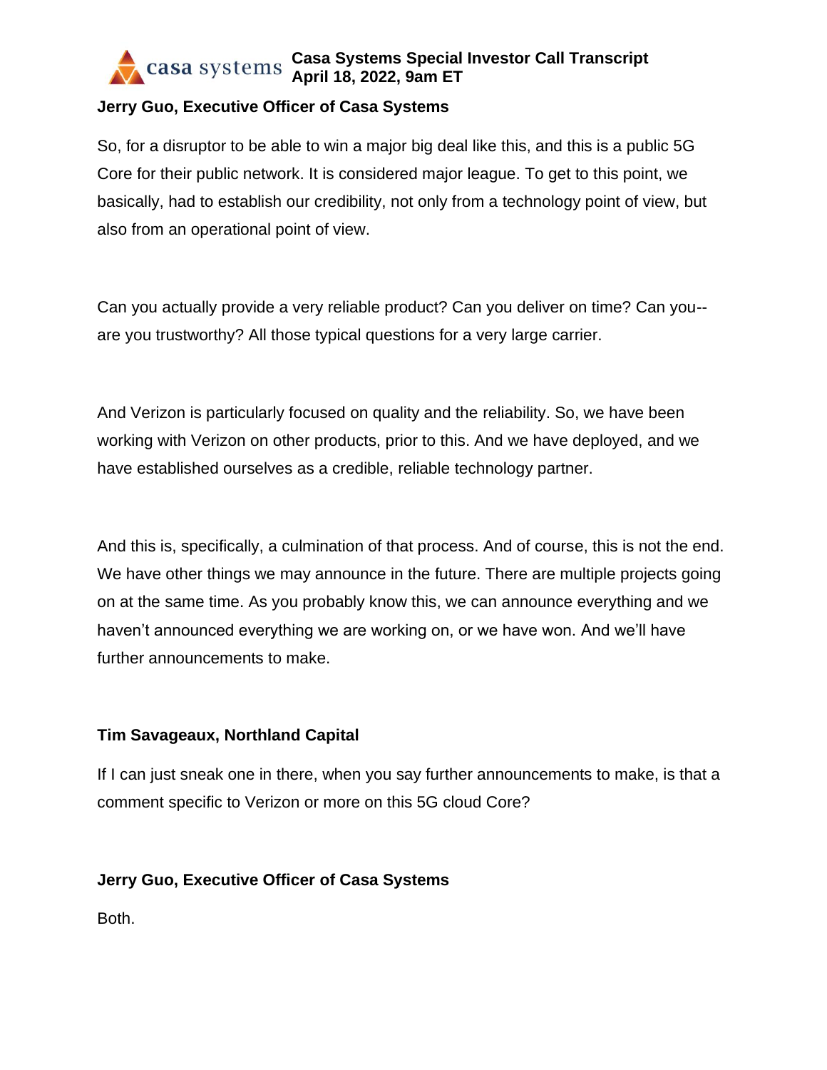**Jerry Guo, Executive Officer of Casa Systems**

So, for a disruptor to be able to win a major big deal like this, and this is a public 5G Core for their public network. It is considered major league. To get to this point, we basically, had to establish our credibility, not only from a technology point of view, but also from an operational point of view.

Can you actually provide a very reliable product? Can you deliver on time? Can you-- are you trustworthy? All those typical questions for a very large carrier.

And Verizon is particularly focused on quality and the reliability. So, we have been working with Verizon on other products, prior to this. And we have deployed, and we have established ourselves as a credible, reliable technology partner.

And this is, specifically, a culmination of that process. And of course, this is not the end. We have other things we may announce in the future. There are multiple projects going on at the same time. As you probably know this, we can announce everything and we haven't announced everything we are working on, or we have won. And we'll have further announcements to make.

**Tim Savageaux, Northland Capital**

If I can just sneak one in there, when you say further announcements to make, is that a comment specific to Verizon or more on this 5G cloud Core?

**Jerry Guo, Executive Officer of Casa Systems**

Both.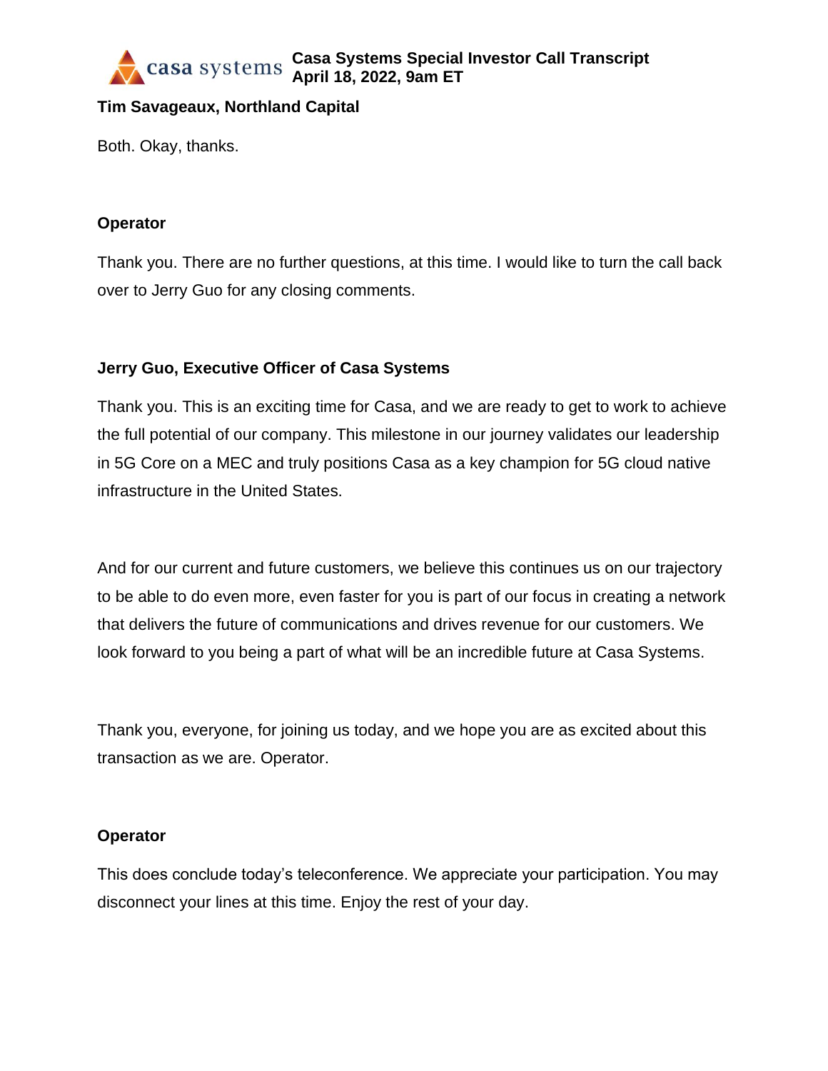**Tim Savageaux, Northland Capital**

Both. Okay, thanks.

**Operator**

Thank you. There are no further questions, at this time. I would like to turn the call back over to Jerry Guo for any closing comments.

**Jerry Guo, Executive Officer of Casa Systems**

Thank you. This is an exciting time for Casa, and we are ready to get to work to achieve the full potential of our company. This milestone in our journey validates our leadership in 5G Core on a MEC and truly positions Casa as a key champion for 5G cloud native infrastructure in the United States.

And for our current and future customers, we believe this continues us on our trajectory to be able to do even more, even faster for you is part of our focus in creating a network that delivers the future of communications and drives revenue for our customers. We look forward to you being a part of what will be an incredible future at Casa Systems.

Thank you, everyone, for joining us today, and we hope you are as excited about this transaction as we are. Operator.

**Operator**

This does conclude today's teleconference. We appreciate your participation. You may disconnect your lines at this time. Enjoy the rest of your day.